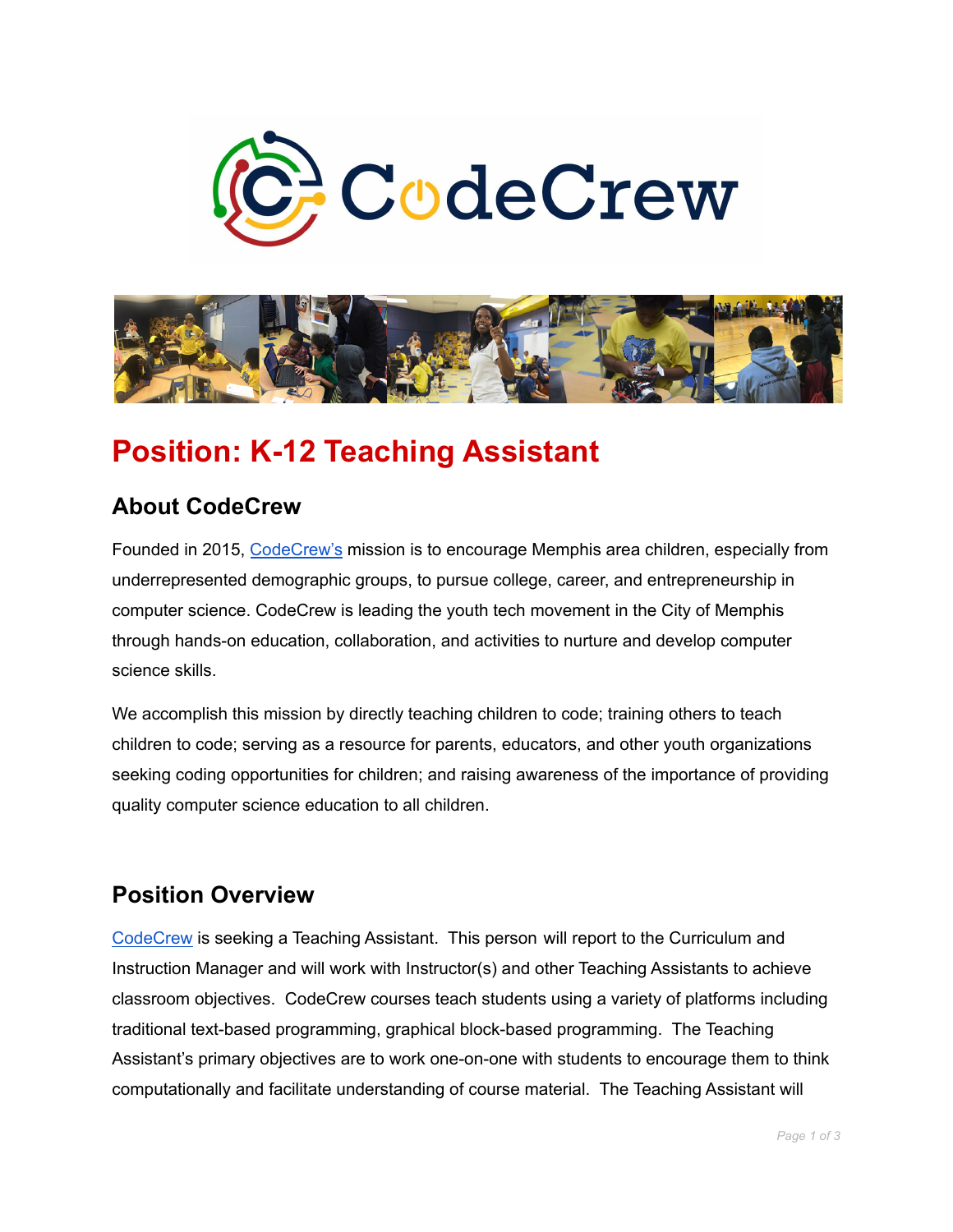# Position: K-12 Teaching Assistant

## About CodeCrew

Founded in 2015, CodeCrew's mission is to encourage Memphis area children, especially from underrepresented demographic groups, to pursue college, career, and entrepreneurship in computer science. CodeCrew is leading the youth tech movement in the City of Memphis through hands-on education, collaboration, and activities to nurture and develop computer science skills.

We accomplish this mission by directly teaching children to code; training others to teach children to code; serving as a resource for parents, educators, and other youth organizations seeking coding opportunities for children; and raising awareness of the importance of providing quality computer science education to all children.

## Position Overview

CodeCrew is seeking a Teaching Assistant. This person will report to the Curriculum and Instruction Manager and will work with Instructor(s) and other Teaching Assistants to achieve classroom objectives. CodeCrew courses teach students using a variety of platforms including traditional text-based programming, graphical block-based programming. The Teaching Assistant's primary objectives are to work one-on-one with students to encourage them to think computationally and facilitate understanding of course material. The Teaching Assistant will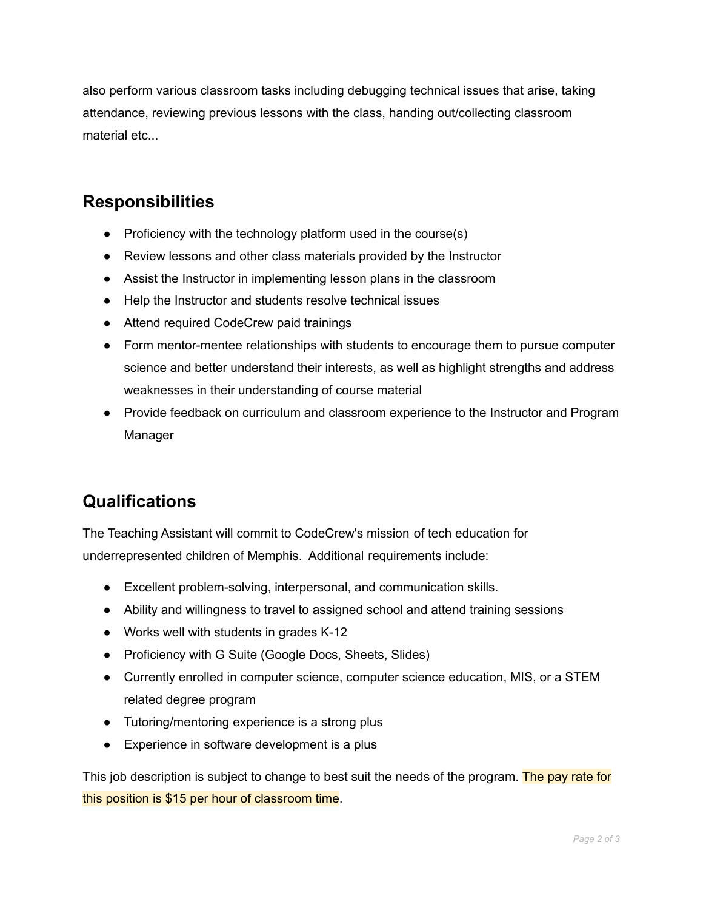also perform various classroom tasks including debugging technical issues that arise, taking attendance, reviewing previous lessons with the class, handing out/collecting classroom material etc...

## Responsibilities

- Proficiency with the technology platform used in the course(s)
- Review lessons and other class materials provided by the Instructor
- Assist the Instructor in implementing lesson plans in the classroom
- Help the Instructor and students resolve technical issues
- Attend required CodeCrew paid trainings
- Form mentor-mentee relationships with students to encourage them to pursue computer science and better understand their interests, as well as highlight strengths and address weaknesses in their understanding of course material
- Provide feedback on curriculum and classroom experience to the Instructor and Program Manager

## Qualifications

The Teaching Assistant will commit to CodeCrew's mission of tech education for underrepresented children of Memphis. Additional requirements include:

- Excellent problem-solving, interpersonal, and communication skills.
- Ability and willingness to travel to assigned school and attend training sessions
- Works well with students in grades K-12
- Proficiency with G Suite (Google Docs, Sheets, Slides)
- Currently enrolled in computer science, computer science education, MIS, or a STEM related degree program
- Tutoring/mentoring experience is a strong plus
- Experience in software development is a plus

This job description is subject to change to best suit the needs of the program. The pay rate for this position is $15 per hour of classroom time.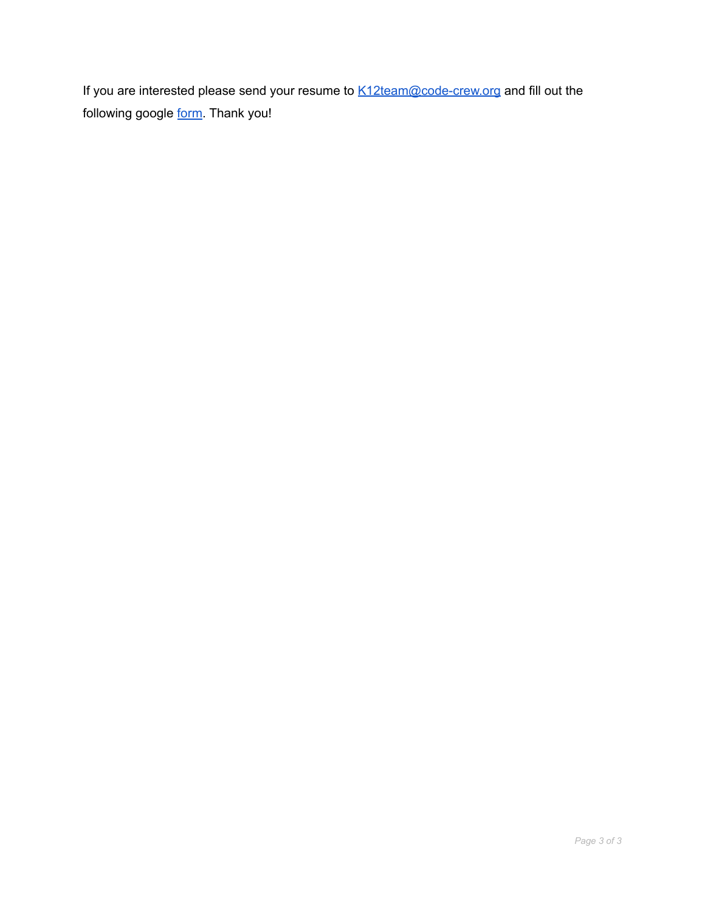If you are interested please send your resume to K12team@code-crew.org and fill out the following google form. Thank you!